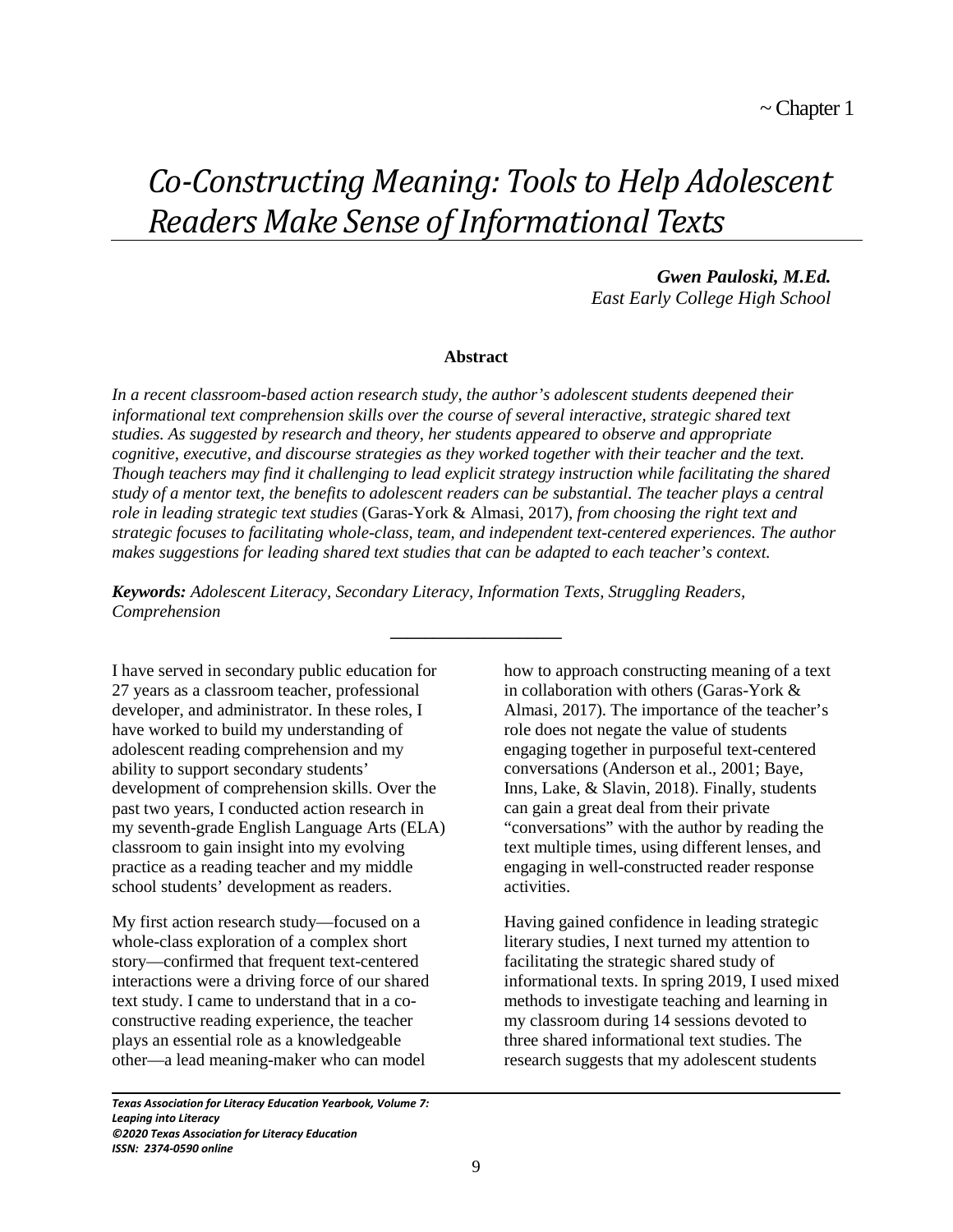~ Chapter 1

# *Co-Constructing Meaning: Tools to Help Adolescent Readers Make Sense of Informational Texts*

***Gwen Pauloski, M.Ed.***
*East Early College High School*

**Abstract**

*In a recent classroom-based action research study, the author's adolescent students deepened their informational text comprehension skills over the course of several interactive, strategic shared text studies. As suggested by research and theory, her students appeared to observe and appropriate cognitive, executive, and discourse strategies as they worked together with their teacher and the text. Though teachers may find it challenging to lead explicit strategy instruction while facilitating the shared study of a mentor text, the benefits to adolescent readers can be substantial. The teacher plays a central role in leading strategic text studies* (Garas-York & Almasi, 2017), *from choosing the right text and strategic focuses to facilitating whole-class, team, and independent text-centered experiences. The author makes suggestions for leading shared text studies that can be adapted to each teacher's context.*

***Keywords:*** *Adolescent Literacy, Secondary Literacy, Information Texts, Struggling Readers, Comprehension*

---

I have served in secondary public education for 27 years as a classroom teacher, professional developer, and administrator. In these roles, I have worked to build my understanding of adolescent reading comprehension and my ability to support secondary students' development of comprehension skills. Over the past two years, I conducted action research in my seventh-grade English Language Arts (ELA) classroom to gain insight into my evolving practice as a reading teacher and my middle school students' development as readers.

My first action research study—focused on a whole-class exploration of a complex short story—confirmed that frequent text-centered interactions were a driving force of our shared text study. I came to understand that in a co-constructive reading experience, the teacher plays an essential role as a knowledgeable other—a lead meaning-maker who can model how to approach constructing meaning of a text in collaboration with others (Garas-York & Almasi, 2017). The importance of the teacher's role does not negate the value of students engaging together in purposeful text-centered conversations (Anderson et al., 2001; Baye, Inns, Lake, & Slavin, 2018). Finally, students can gain a great deal from their private "conversations" with the author by reading the text multiple times, using different lenses, and engaging in well-constructed reader response activities.

Having gained confidence in leading strategic literary studies, I next turned my attention to facilitating the strategic shared study of informational texts. In spring 2019, I used mixed methods to investigate teaching and learning in my classroom during 14 sessions devoted to three shared informational text studies. The research suggests that my adolescent students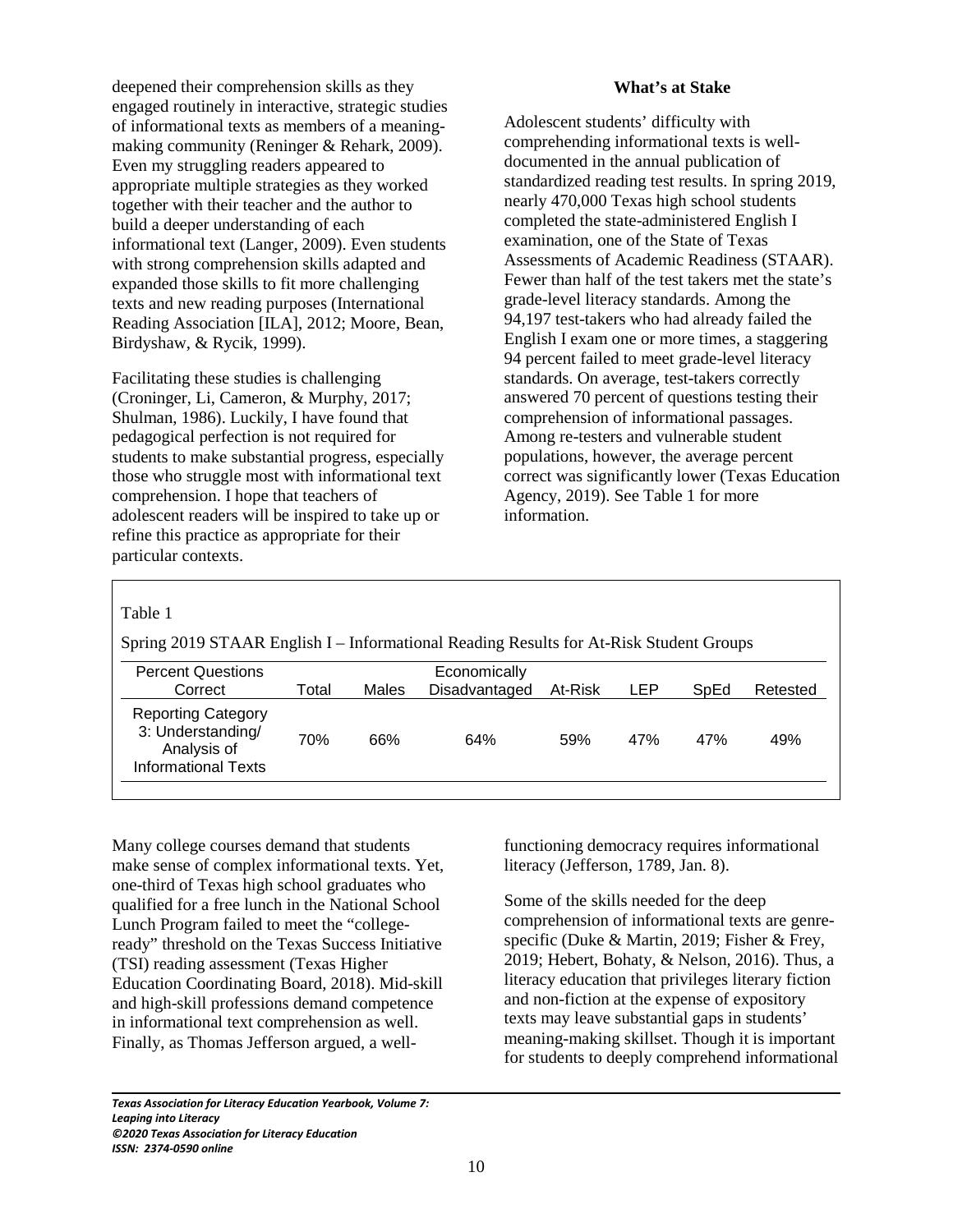deepened their comprehension skills as they engaged routinely in interactive, strategic studies of informational texts as members of a meaning-making community (Reninger & Rehark, 2009). Even my struggling readers appeared to appropriate multiple strategies as they worked together with their teacher and the author to build a deeper understanding of each informational text (Langer, 2009). Even students with strong comprehension skills adapted and expanded those skills to fit more challenging texts and new reading purposes (International Reading Association [ILA], 2012; Moore, Bean, Birdyshaw, & Rycik, 1999).

Facilitating these studies is challenging (Croninger, Li, Cameron, & Murphy, 2017; Shulman, 1986). Luckily, I have found that pedagogical perfection is not required for students to make substantial progress, especially those who struggle most with informational text comprehension. I hope that teachers of adolescent readers will be inspired to take up or refine this practice as appropriate for their particular contexts.

**What's at Stake**

Adolescent students' difficulty with comprehending informational texts is well-documented in the annual publication of standardized reading test results. In spring 2019, nearly 470,000 Texas high school students completed the state-administered English I examination, one of the State of Texas Assessments of Academic Readiness (STAAR). Fewer than half of the test takers met the state's grade-level literacy standards. Among the 94,197 test-takers who had already failed the English I exam one or more times, a staggering 94 percent failed to meet grade-level literacy standards. On average, test-takers correctly answered 70 percent of questions testing their comprehension of informational passages. Among re-testers and vulnerable student populations, however, the average percent correct was significantly lower (Texas Education Agency, 2019). See Table 1 for more information.

Table 1

Spring 2019 STAAR English I – Informational Reading Results for At-Risk Student Groups

| Percent Questions Correct | Total | Males | Economically Disadvantaged | At-Risk | LEP | SpEd | Retested |
|---|---|---|---|---|---|---|---|
| Reporting Category 3: Understanding/ Analysis of Informational Texts | 70% | 66% | 64% | 59% | 47% | 47% | 49% |

Many college courses demand that students make sense of complex informational texts. Yet, one-third of Texas high school graduates who qualified for a free lunch in the National School Lunch Program failed to meet the "college-ready" threshold on the Texas Success Initiative (TSI) reading assessment (Texas Higher Education Coordinating Board, 2018). Mid-skill and high-skill professions demand competence in informational text comprehension as well. Finally, as Thomas Jefferson argued, a well-functioning democracy requires informational literacy (Jefferson, 1789, Jan. 8).

Some of the skills needed for the deep comprehension of informational texts are genre-specific (Duke & Martin, 2019; Fisher & Frey, 2019; Hebert, Bohaty, & Nelson, 2016). Thus, a literacy education that privileges literary fiction and non-fiction at the expense of expository texts may leave substantial gaps in students' meaning-making skillset. Though it is important for students to deeply comprehend informational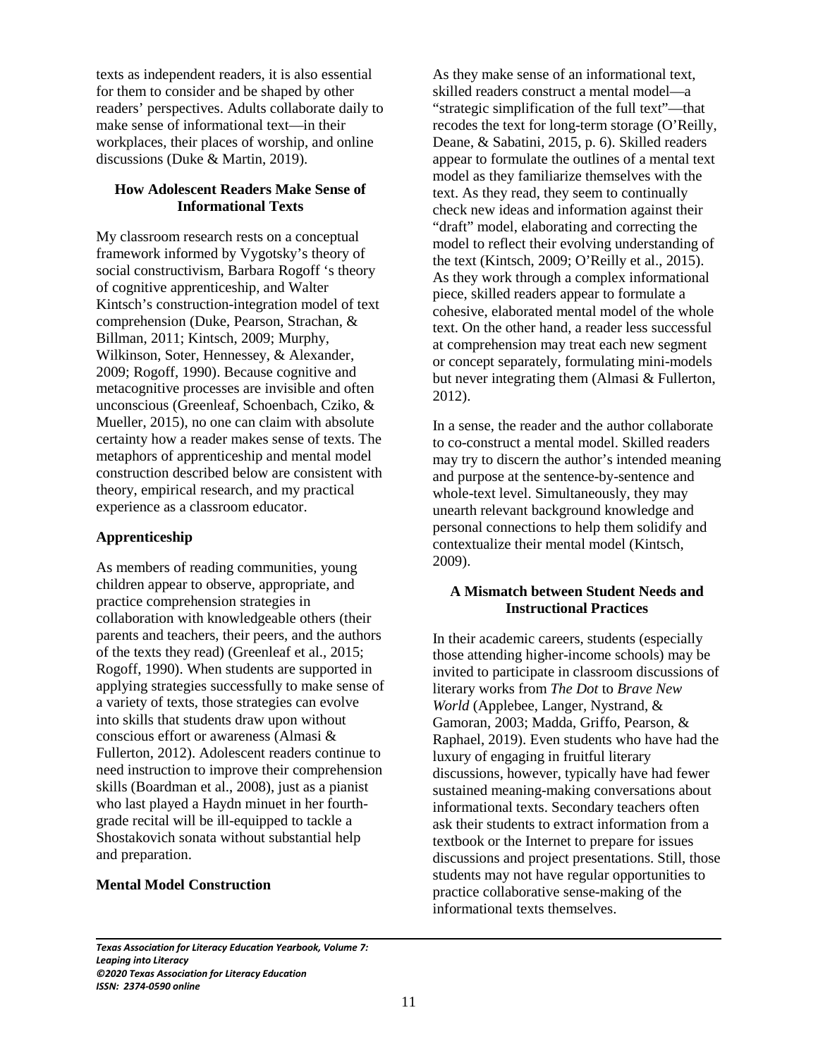texts as independent readers, it is also essential for them to consider and be shaped by other readers' perspectives. Adults collaborate daily to make sense of informational text—in their workplaces, their places of worship, and online discussions (Duke & Martin, 2019).

## How Adolescent Readers Make Sense of Informational Texts

My classroom research rests on a conceptual framework informed by Vygotsky's theory of social constructivism, Barbara Rogoff 's theory of cognitive apprenticeship, and Walter Kintsch's construction-integration model of text comprehension (Duke, Pearson, Strachan, & Billman, 2011; Kintsch, 2009; Murphy, Wilkinson, Soter, Hennessey, & Alexander, 2009; Rogoff, 1990). Because cognitive and metacognitive processes are invisible and often unconscious (Greenleaf, Schoenbach, Cziko, & Mueller, 2015), no one can claim with absolute certainty how a reader makes sense of texts. The metaphors of apprenticeship and mental model construction described below are consistent with theory, empirical research, and my practical experience as a classroom educator.

### Apprenticeship

As members of reading communities, young children appear to observe, appropriate, and practice comprehension strategies in collaboration with knowledgeable others (their parents and teachers, their peers, and the authors of the texts they read) (Greenleaf et al., 2015; Rogoff, 1990). When students are supported in applying strategies successfully to make sense of a variety of texts, those strategies can evolve into skills that students draw upon without conscious effort or awareness (Almasi & Fullerton, 2012). Adolescent readers continue to need instruction to improve their comprehension skills (Boardman et al., 2008), just as a pianist who last played a Haydn minuet in her fourth-grade recital will be ill-equipped to tackle a Shostakovich sonata without substantial help and preparation.

### Mental Model Construction

As they make sense of an informational text, skilled readers construct a mental model—a "strategic simplification of the full text"—that recodes the text for long-term storage (O'Reilly, Deane, & Sabatini, 2015, p. 6). Skilled readers appear to formulate the outlines of a mental text model as they familiarize themselves with the text. As they read, they seem to continually check new ideas and information against their "draft" model, elaborating and correcting the model to reflect their evolving understanding of the text (Kintsch, 2009; O'Reilly et al., 2015). As they work through a complex informational piece, skilled readers appear to formulate a cohesive, elaborated mental model of the whole text. On the other hand, a reader less successful at comprehension may treat each new segment or concept separately, formulating mini-models but never integrating them (Almasi & Fullerton, 2012).

In a sense, the reader and the author collaborate to co-construct a mental model. Skilled readers may try to discern the author's intended meaning and purpose at the sentence-by-sentence and whole-text level. Simultaneously, they may unearth relevant background knowledge and personal connections to help them solidify and contextualize their mental model (Kintsch, 2009).

## A Mismatch between Student Needs and Instructional Practices

In their academic careers, students (especially those attending higher-income schools) may be invited to participate in classroom discussions of literary works from *The Dot* to *Brave New World* (Applebee, Langer, Nystrand, & Gamoran, 2003; Madda, Griffo, Pearson, & Raphael, 2019). Even students who have had the luxury of engaging in fruitful literary discussions, however, typically have had fewer sustained meaning-making conversations about informational texts. Secondary teachers often ask their students to extract information from a textbook or the Internet to prepare for issues discussions and project presentations. Still, those students may not have regular opportunities to practice collaborative sense-making of the informational texts themselves.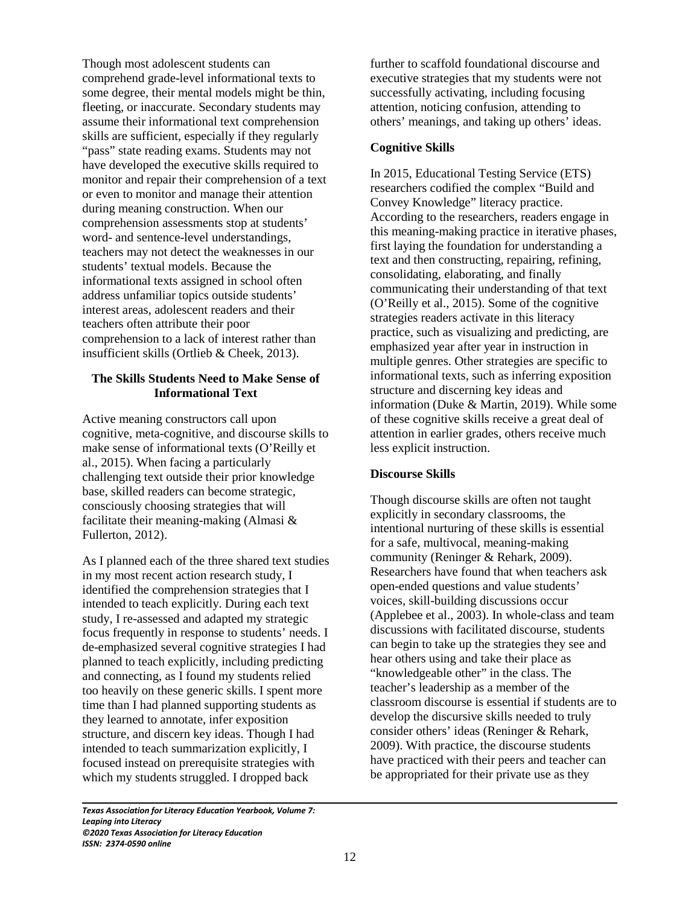Though most adolescent students can comprehend grade-level informational texts to some degree, their mental models might be thin, fleeting, or inaccurate. Secondary students may assume their informational text comprehension skills are sufficient, especially if they regularly "pass" state reading exams. Students may not have developed the executive skills required to monitor and repair their comprehension of a text or even to monitor and manage their attention during meaning construction. When our comprehension assessments stop at students' word- and sentence-level understandings, teachers may not detect the weaknesses in our students' textual models. Because the informational texts assigned in school often address unfamiliar topics outside students' interest areas, adolescent readers and their teachers often attribute their poor comprehension to a lack of interest rather than insufficient skills (Ortlieb & Cheek, 2013).

## The Skills Students Need to Make Sense of Informational Text

Active meaning constructors call upon cognitive, meta-cognitive, and discourse skills to make sense of informational texts (O'Reilly et al., 2015). When facing a particularly challenging text outside their prior knowledge base, skilled readers can become strategic, consciously choosing strategies that will facilitate their meaning-making (Almasi & Fullerton, 2012).

As I planned each of the three shared text studies in my most recent action research study, I identified the comprehension strategies that I intended to teach explicitly. During each text study, I re-assessed and adapted my strategic focus frequently in response to students' needs. I de-emphasized several cognitive strategies I had planned to teach explicitly, including predicting and connecting, as I found my students relied too heavily on these generic skills. I spent more time than I had planned supporting students as they learned to annotate, infer exposition structure, and discern key ideas. Though I had intended to teach summarization explicitly, I focused instead on prerequisite strategies with which my students struggled. I dropped back further to scaffold foundational discourse and executive strategies that my students were not successfully activating, including focusing attention, noticing confusion, attending to others' meanings, and taking up others' ideas.

### Cognitive Skills

In 2015, Educational Testing Service (ETS) researchers codified the complex "Build and Convey Knowledge" literacy practice. According to the researchers, readers engage in this meaning-making practice in iterative phases, first laying the foundation for understanding a text and then constructing, repairing, refining, consolidating, elaborating, and finally communicating their understanding of that text (O'Reilly et al., 2015). Some of the cognitive strategies readers activate in this literacy practice, such as visualizing and predicting, are emphasized year after year in instruction in multiple genres. Other strategies are specific to informational texts, such as inferring exposition structure and discerning key ideas and information (Duke & Martin, 2019). While some of these cognitive skills receive a great deal of attention in earlier grades, others receive much less explicit instruction.

### Discourse Skills

Though discourse skills are often not taught explicitly in secondary classrooms, the intentional nurturing of these skills is essential for a safe, multivocal, meaning-making community (Reninger & Rehark, 2009). Researchers have found that when teachers ask open-ended questions and value students' voices, skill-building discussions occur (Applebee et al., 2003). In whole-class and team discussions with facilitated discourse, students can begin to take up the strategies they see and hear others using and take their place as "knowledgeable other" in the class. The teacher's leadership as a member of the classroom discourse is essential if students are to develop the discursive skills needed to truly consider others' ideas (Reninger & Rehark, 2009). With practice, the discourse students have practiced with their peers and teacher can be appropriated for their private use as they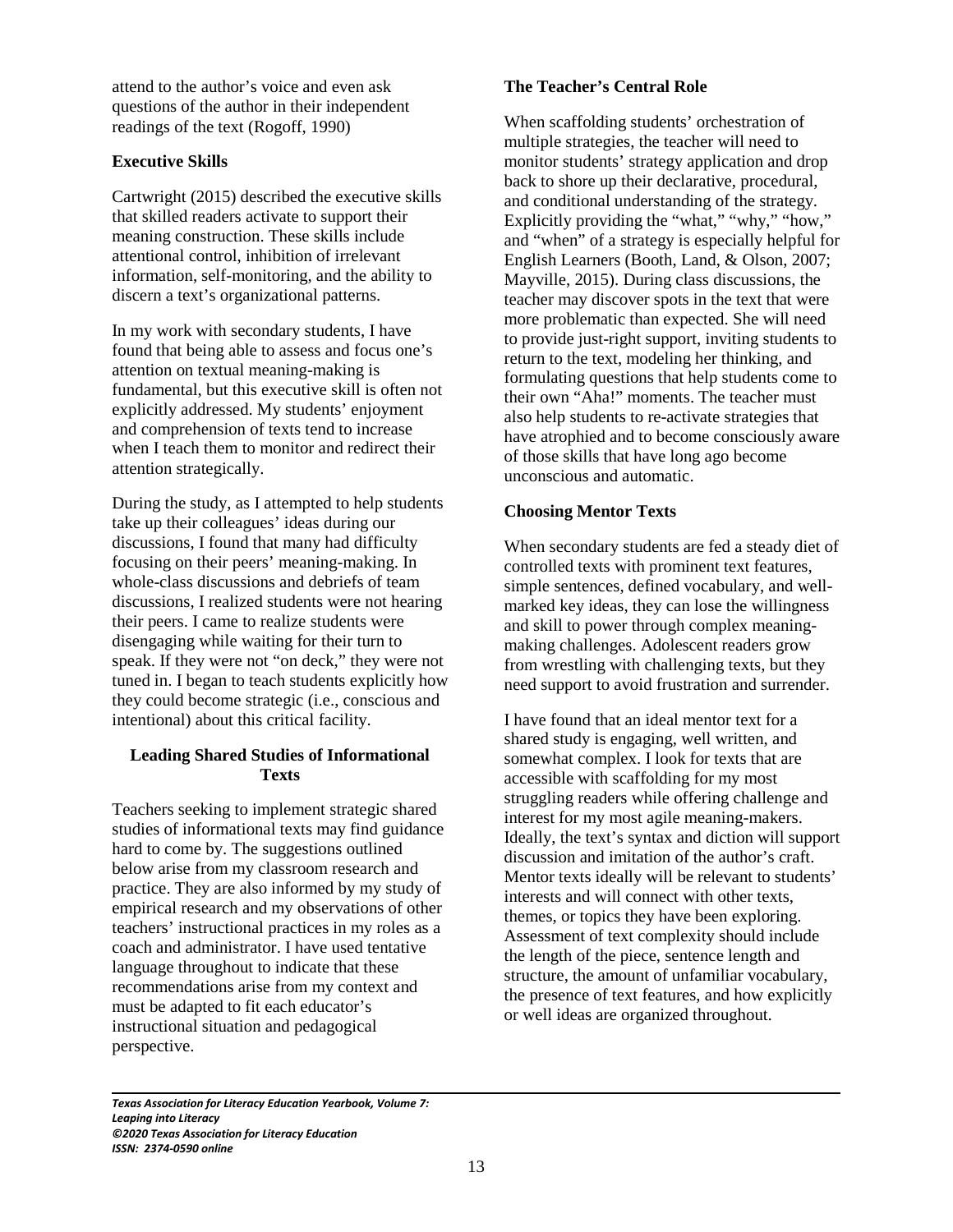attend to the author's voice and even ask questions of the author in their independent readings of the text (Rogoff, 1990)

### Executive Skills

Cartwright (2015) described the executive skills that skilled readers activate to support their meaning construction. These skills include attentional control, inhibition of irrelevant information, self-monitoring, and the ability to discern a text's organizational patterns.

In my work with secondary students, I have found that being able to assess and focus one's attention on textual meaning-making is fundamental, but this executive skill is often not explicitly addressed. My students' enjoyment and comprehension of texts tend to increase when I teach them to monitor and redirect their attention strategically.

During the study, as I attempted to help students take up their colleagues' ideas during our discussions, I found that many had difficulty focusing on their peers' meaning-making. In whole-class discussions and debriefs of team discussions, I realized students were not hearing their peers. I came to realize students were disengaging while waiting for their turn to speak. If they were not "on deck," they were not tuned in. I began to teach students explicitly how they could become strategic (i.e., conscious and intentional) about this critical facility.

## Leading Shared Studies of Informational Texts

Teachers seeking to implement strategic shared studies of informational texts may find guidance hard to come by. The suggestions outlined below arise from my classroom research and practice. They are also informed by my study of empirical research and my observations of other teachers' instructional practices in my roles as a coach and administrator. I have used tentative language throughout to indicate that these recommendations arise from my context and must be adapted to fit each educator's instructional situation and pedagogical perspective.

### The Teacher's Central Role

When scaffolding students' orchestration of multiple strategies, the teacher will need to monitor students' strategy application and drop back to shore up their declarative, procedural, and conditional understanding of the strategy. Explicitly providing the "what," "why," "how," and "when" of a strategy is especially helpful for English Learners (Booth, Land, & Olson, 2007; Mayville, 2015). During class discussions, the teacher may discover spots in the text that were more problematic than expected. She will need to provide just-right support, inviting students to return to the text, modeling her thinking, and formulating questions that help students come to their own "Aha!" moments. The teacher must also help students to re-activate strategies that have atrophied and to become consciously aware of those skills that have long ago become unconscious and automatic.

### Choosing Mentor Texts

When secondary students are fed a steady diet of controlled texts with prominent text features, simple sentences, defined vocabulary, and well-marked key ideas, they can lose the willingness and skill to power through complex meaning-making challenges. Adolescent readers grow from wrestling with challenging texts, but they need support to avoid frustration and surrender.

I have found that an ideal mentor text for a shared study is engaging, well written, and somewhat complex. I look for texts that are accessible with scaffolding for my most struggling readers while offering challenge and interest for my most agile meaning-makers. Ideally, the text's syntax and diction will support discussion and imitation of the author's craft. Mentor texts ideally will be relevant to students' interests and will connect with other texts, themes, or topics they have been exploring. Assessment of text complexity should include the length of the piece, sentence length and structure, the amount of unfamiliar vocabulary, the presence of text features, and how explicitly or well ideas are organized throughout.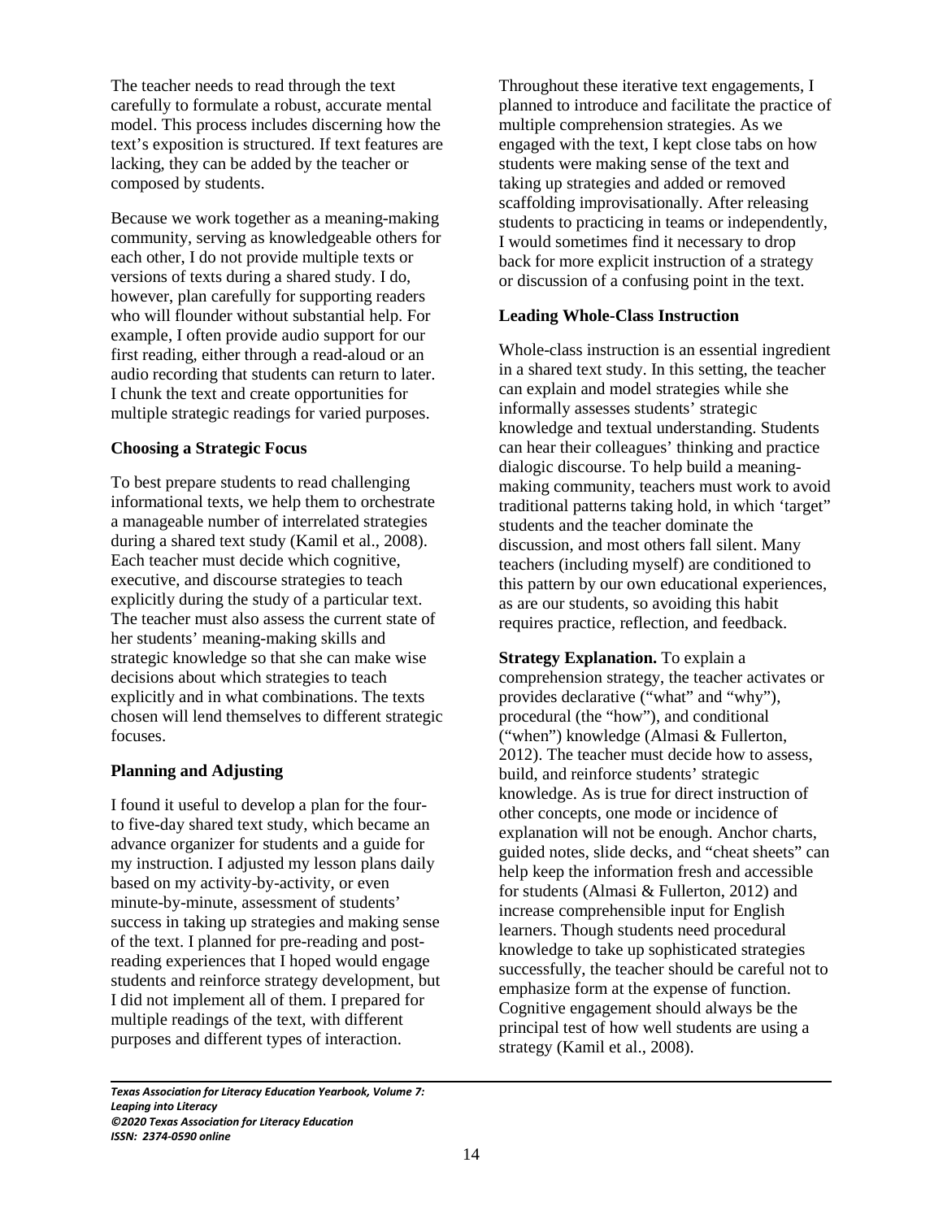The teacher needs to read through the text carefully to formulate a robust, accurate mental model. This process includes discerning how the text's exposition is structured. If text features are lacking, they can be added by the teacher or composed by students.

Because we work together as a meaning-making community, serving as knowledgeable others for each other, I do not provide multiple texts or versions of texts during a shared study. I do, however, plan carefully for supporting readers who will flounder without substantial help. For example, I often provide audio support for our first reading, either through a read-aloud or an audio recording that students can return to later. I chunk the text and create opportunities for multiple strategic readings for varied purposes.

### Choosing a Strategic Focus

To best prepare students to read challenging informational texts, we help them to orchestrate a manageable number of interrelated strategies during a shared text study (Kamil et al., 2008). Each teacher must decide which cognitive, executive, and discourse strategies to teach explicitly during the study of a particular text. The teacher must also assess the current state of her students' meaning-making skills and strategic knowledge so that she can make wise decisions about which strategies to teach explicitly and in what combinations. The texts chosen will lend themselves to different strategic focuses.

### Planning and Adjusting

I found it useful to develop a plan for the four- to five-day shared text study, which became an advance organizer for students and a guide for my instruction. I adjusted my lesson plans daily based on my activity-by-activity, or even minute-by-minute, assessment of students' success in taking up strategies and making sense of the text. I planned for pre-reading and post-reading experiences that I hoped would engage students and reinforce strategy development, but I did not implement all of them. I prepared for multiple readings of the text, with different purposes and different types of interaction.

Throughout these iterative text engagements, I planned to introduce and facilitate the practice of multiple comprehension strategies. As we engaged with the text, I kept close tabs on how students were making sense of the text and taking up strategies and added or removed scaffolding improvisationally. After releasing students to practicing in teams or independently, I would sometimes find it necessary to drop back for more explicit instruction of a strategy or discussion of a confusing point in the text.

### Leading Whole-Class Instruction

Whole-class instruction is an essential ingredient in a shared text study. In this setting, the teacher can explain and model strategies while she informally assesses students' strategic knowledge and textual understanding. Students can hear their colleagues' thinking and practice dialogic discourse. To help build a meaning-making community, teachers must work to avoid traditional patterns taking hold, in which 'target" students and the teacher dominate the discussion, and most others fall silent. Many teachers (including myself) are conditioned to this pattern by our own educational experiences, as are our students, so avoiding this habit requires practice, reflection, and feedback.

**Strategy Explanation.** To explain a comprehension strategy, the teacher activates or provides declarative ("what" and "why"), procedural (the "how"), and conditional ("when") knowledge (Almasi & Fullerton, 2012). The teacher must decide how to assess, build, and reinforce students' strategic knowledge. As is true for direct instruction of other concepts, one mode or incidence of explanation will not be enough. Anchor charts, guided notes, slide decks, and "cheat sheets" can help keep the information fresh and accessible for students (Almasi & Fullerton, 2012) and increase comprehensible input for English learners. Though students need procedural knowledge to take up sophisticated strategies successfully, the teacher should be careful not to emphasize form at the expense of function. Cognitive engagement should always be the principal test of how well students are using a strategy (Kamil et al., 2008).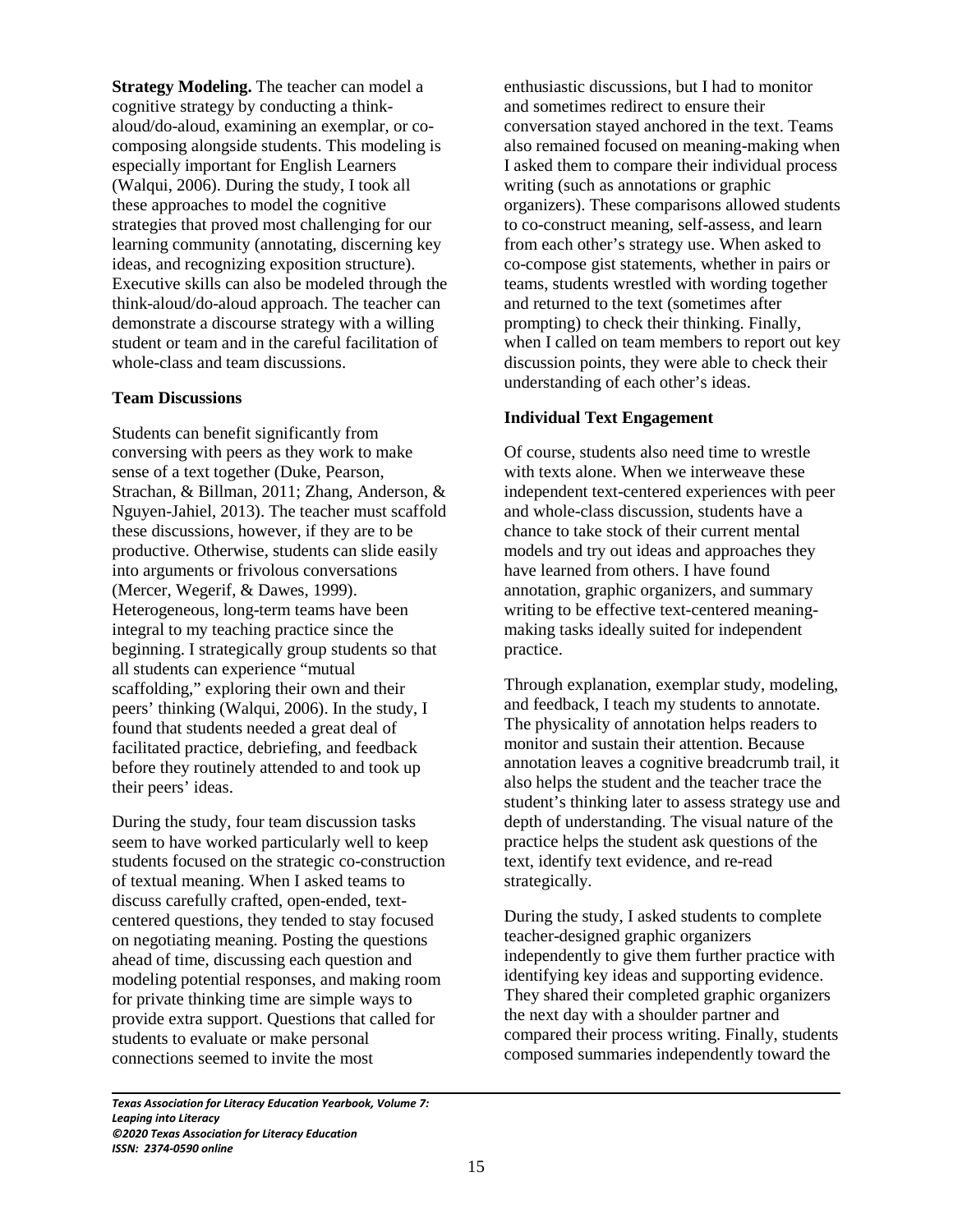**Strategy Modeling.** The teacher can model a cognitive strategy by conducting a think-aloud/do-aloud, examining an exemplar, or co-composing alongside students. This modeling is especially important for English Learners (Walqui, 2006). During the study, I took all these approaches to model the cognitive strategies that proved most challenging for our learning community (annotating, discerning key ideas, and recognizing exposition structure). Executive skills can also be modeled through the think-aloud/do-aloud approach. The teacher can demonstrate a discourse strategy with a willing student or team and in the careful facilitation of whole-class and team discussions.

### Team Discussions

Students can benefit significantly from conversing with peers as they work to make sense of a text together (Duke, Pearson, Strachan, & Billman, 2011; Zhang, Anderson, & Nguyen-Jahiel, 2013). The teacher must scaffold these discussions, however, if they are to be productive. Otherwise, students can slide easily into arguments or frivolous conversations (Mercer, Wegerif, & Dawes, 1999). Heterogeneous, long-term teams have been integral to my teaching practice since the beginning. I strategically group students so that all students can experience "mutual scaffolding," exploring their own and their peers' thinking (Walqui, 2006). In the study, I found that students needed a great deal of facilitated practice, debriefing, and feedback before they routinely attended to and took up their peers' ideas.

During the study, four team discussion tasks seem to have worked particularly well to keep students focused on the strategic co-construction of textual meaning. When I asked teams to discuss carefully crafted, open-ended, text-centered questions, they tended to stay focused on negotiating meaning. Posting the questions ahead of time, discussing each question and modeling potential responses, and making room for private thinking time are simple ways to provide extra support. Questions that called for students to evaluate or make personal connections seemed to invite the most enthusiastic discussions, but I had to monitor and sometimes redirect to ensure their conversation stayed anchored in the text. Teams also remained focused on meaning-making when I asked them to compare their individual process writing (such as annotations or graphic organizers). These comparisons allowed students to co-construct meaning, self-assess, and learn from each other's strategy use. When asked to co-compose gist statements, whether in pairs or teams, students wrestled with wording together and returned to the text (sometimes after prompting) to check their thinking. Finally, when I called on team members to report out key discussion points, they were able to check their understanding of each other's ideas.

### Individual Text Engagement

Of course, students also need time to wrestle with texts alone. When we interweave these independent text-centered experiences with peer and whole-class discussion, students have a chance to take stock of their current mental models and try out ideas and approaches they have learned from others. I have found annotation, graphic organizers, and summary writing to be effective text-centered meaning-making tasks ideally suited for independent practice.

Through explanation, exemplar study, modeling, and feedback, I teach my students to annotate. The physicality of annotation helps readers to monitor and sustain their attention. Because annotation leaves a cognitive breadcrumb trail, it also helps the student and the teacher trace the student's thinking later to assess strategy use and depth of understanding. The visual nature of the practice helps the student ask questions of the text, identify text evidence, and re-read strategically.

During the study, I asked students to complete teacher-designed graphic organizers independently to give them further practice with identifying key ideas and supporting evidence. They shared their completed graphic organizers the next day with a shoulder partner and compared their process writing. Finally, students composed summaries independently toward the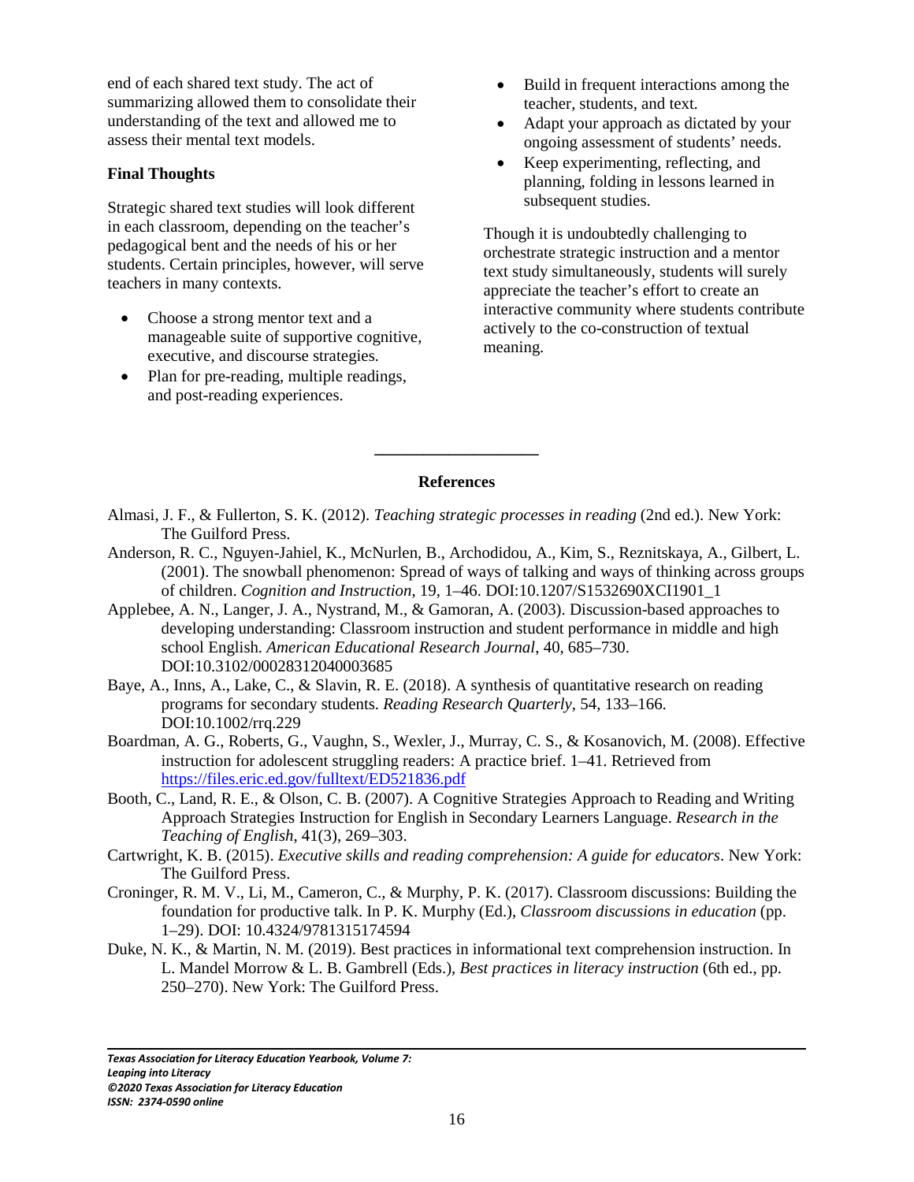end of each shared text study. The act of summarizing allowed them to consolidate their understanding of the text and allowed me to assess their mental text models.

### Final Thoughts

Strategic shared text studies will look different in each classroom, depending on the teacher's pedagogical bent and the needs of his or her students. Certain principles, however, will serve teachers in many contexts.

- Choose a strong mentor text and a manageable suite of supportive cognitive, executive, and discourse strategies.
- Plan for pre-reading, multiple readings, and post-reading experiences.
- Build in frequent interactions among the teacher, students, and text.
- Adapt your approach as dictated by your ongoing assessment of students' needs.
- Keep experimenting, reflecting, and planning, folding in lessons learned in subsequent studies.

Though it is undoubtedly challenging to orchestrate strategic instruction and a mentor text study simultaneously, students will surely appreciate the teacher's effort to create an interactive community where students contribute actively to the co-construction of textual meaning.

---

## References

Almasi, J. F., & Fullerton, S. K. (2012). *Teaching strategic processes in reading* (2nd ed.). New York: The Guilford Press.

Anderson, R. C., Nguyen-Jahiel, K., McNurlen, B., Archodidou, A., Kim, S., Reznitskaya, A., Gilbert, L. (2001). The snowball phenomenon: Spread of ways of talking and ways of thinking across groups of children. *Cognition and Instruction*, 19, 1–46. DOI:10.1207/S1532690XCI1901_1

Applebee, A. N., Langer, J. A., Nystrand, M., & Gamoran, A. (2003). Discussion-based approaches to developing understanding: Classroom instruction and student performance in middle and high school English. *American Educational Research Journal*, 40, 685–730. DOI:10.3102/00028312040003685

Baye, A., Inns, A., Lake, C., & Slavin, R. E. (2018). A synthesis of quantitative research on reading programs for secondary students. *Reading Research Quarterly*, 54, 133–166. DOI:10.1002/rrq.229

Boardman, A. G., Roberts, G., Vaughn, S., Wexler, J., Murray, C. S., & Kosanovich, M. (2008). Effective instruction for adolescent struggling readers: A practice brief. 1–41. Retrieved from https://files.eric.ed.gov/fulltext/ED521836.pdf

Booth, C., Land, R. E., & Olson, C. B. (2007). A Cognitive Strategies Approach to Reading and Writing Approach Strategies Instruction for English in Secondary Learners Language. *Research in the Teaching of English*, 41(3), 269–303.

Cartwright, K. B. (2015). *Executive skills and reading comprehension: A guide for educators*. New York: The Guilford Press.

Croninger, R. M. V., Li, M., Cameron, C., & Murphy, P. K. (2017). Classroom discussions: Building the foundation for productive talk. In P. K. Murphy (Ed.), *Classroom discussions in education* (pp. 1–29). DOI: 10.4324/9781315174594

Duke, N. K., & Martin, N. M. (2019). Best practices in informational text comprehension instruction. In L. Mandel Morrow & L. B. Gambrell (Eds.), *Best practices in literacy instruction* (6th ed., pp. 250–270). New York: The Guilford Press.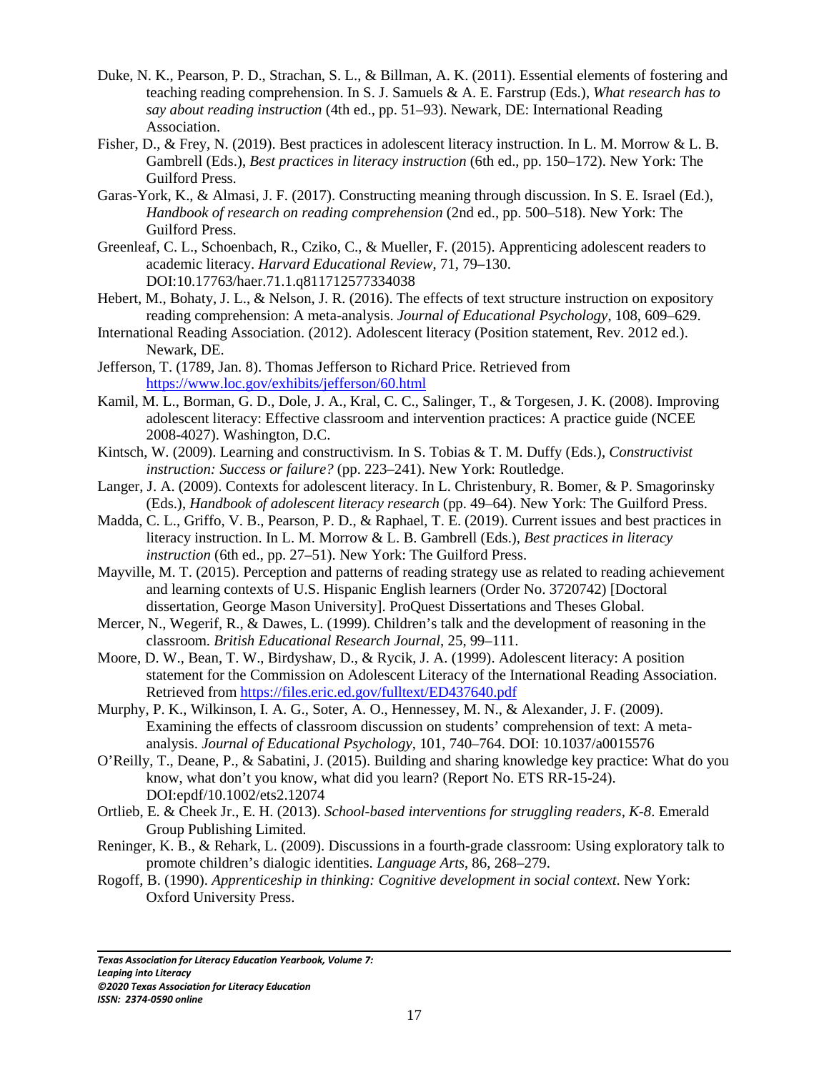Duke, N. K., Pearson, P. D., Strachan, S. L., & Billman, A. K. (2011). Essential elements of fostering and teaching reading comprehension. In S. J. Samuels & A. E. Farstrup (Eds.), *What research has to say about reading instruction* (4th ed., pp. 51–93). Newark, DE: International Reading Association.

Fisher, D., & Frey, N. (2019). Best practices in adolescent literacy instruction. In L. M. Morrow & L. B. Gambrell (Eds.), *Best practices in literacy instruction* (6th ed., pp. 150–172). New York: The Guilford Press.

Garas-York, K., & Almasi, J. F. (2017). Constructing meaning through discussion. In S. E. Israel (Ed.), *Handbook of research on reading comprehension* (2nd ed., pp. 500–518). New York: The Guilford Press.

Greenleaf, C. L., Schoenbach, R., Cziko, C., & Mueller, F. (2015). Apprenticing adolescent readers to academic literacy. *Harvard Educational Review*, 71, 79–130. DOI:10.17763/haer.71.1.q811712577334038

Hebert, M., Bohaty, J. L., & Nelson, J. R. (2016). The effects of text structure instruction on expository reading comprehension: A meta-analysis. *Journal of Educational Psychology*, 108, 609–629.

International Reading Association. (2012). Adolescent literacy (Position statement, Rev. 2012 ed.). Newark, DE.

Jefferson, T. (1789, Jan. 8). Thomas Jefferson to Richard Price. Retrieved from https://www.loc.gov/exhibits/jefferson/60.html

Kamil, M. L., Borman, G. D., Dole, J. A., Kral, C. C., Salinger, T., & Torgesen, J. K. (2008). Improving adolescent literacy: Effective classroom and intervention practices: A practice guide (NCEE 2008-4027). Washington, D.C.

Kintsch, W. (2009). Learning and constructivism. In S. Tobias & T. M. Duffy (Eds.), *Constructivist instruction: Success or failure?* (pp. 223–241). New York: Routledge.

Langer, J. A. (2009). Contexts for adolescent literacy. In L. Christenbury, R. Bomer, & P. Smagorinsky (Eds.), *Handbook of adolescent literacy research* (pp. 49–64). New York: The Guilford Press.

Madda, C. L., Griffo, V. B., Pearson, P. D., & Raphael, T. E. (2019). Current issues and best practices in literacy instruction. In L. M. Morrow & L. B. Gambrell (Eds.), *Best practices in literacy instruction* (6th ed., pp. 27–51). New York: The Guilford Press.

Mayville, M. T. (2015). Perception and patterns of reading strategy use as related to reading achievement and learning contexts of U.S. Hispanic English learners (Order No. 3720742) [Doctoral dissertation, George Mason University]. ProQuest Dissertations and Theses Global.

Mercer, N., Wegerif, R., & Dawes, L. (1999). Children's talk and the development of reasoning in the classroom. *British Educational Research Journal*, 25, 99–111.

Moore, D. W., Bean, T. W., Birdyshaw, D., & Rycik, J. A. (1999). Adolescent literacy: A position statement for the Commission on Adolescent Literacy of the International Reading Association. Retrieved from https://files.eric.ed.gov/fulltext/ED437640.pdf

Murphy, P. K., Wilkinson, I. A. G., Soter, A. O., Hennessey, M. N., & Alexander, J. F. (2009). Examining the effects of classroom discussion on students' comprehension of text: A meta-analysis. *Journal of Educational Psychology*, 101, 740–764. DOI: 10.1037/a0015576

O'Reilly, T., Deane, P., & Sabatini, J. (2015). Building and sharing knowledge key practice: What do you know, what don't you know, what did you learn? (Report No. ETS RR-15-24). DOI:epdf/10.1002/ets2.12074

Ortlieb, E. & Cheek Jr., E. H. (2013). *School-based interventions for struggling readers, K-8*. Emerald Group Publishing Limited.

Reninger, K. B., & Rehark, L. (2009). Discussions in a fourth-grade classroom: Using exploratory talk to promote children's dialogic identities. *Language Arts*, 86, 268–279.

Rogoff, B. (1990). *Apprenticeship in thinking: Cognitive development in social context*. New York: Oxford University Press.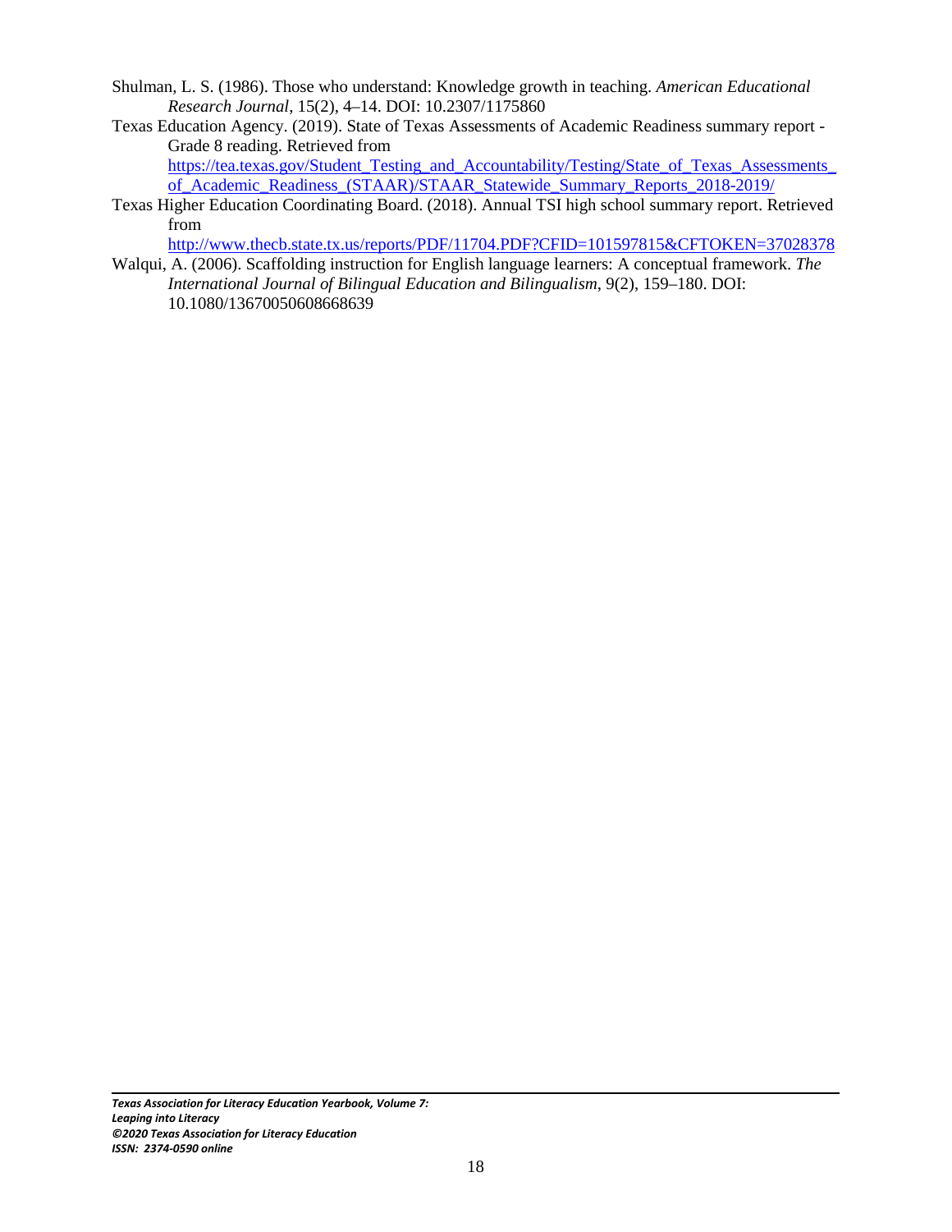Shulman, L. S. (1986). Those who understand: Knowledge growth in teaching. *American Educational Research Journal*, 15(2), 4–14. DOI: 10.2307/1175860

Texas Education Agency. (2019). State of Texas Assessments of Academic Readiness summary report - Grade 8 reading. Retrieved from https://tea.texas.gov/Student_Testing_and_Accountability/Testing/State_of_Texas_Assessments_of_Academic_Readiness_(STAAR)/STAAR_Statewide_Summary_Reports_2018-2019/

Texas Higher Education Coordinating Board. (2018). Annual TSI high school summary report. Retrieved from http://www.thecb.state.tx.us/reports/PDF/11704.PDF?CFID=101597815&CFTOKEN=37028378

Walqui, A. (2006). Scaffolding instruction for English language learners: A conceptual framework. *The International Journal of Bilingual Education and Bilingualism*, 9(2), 159–180. DOI: 10.1080/13670050608668639